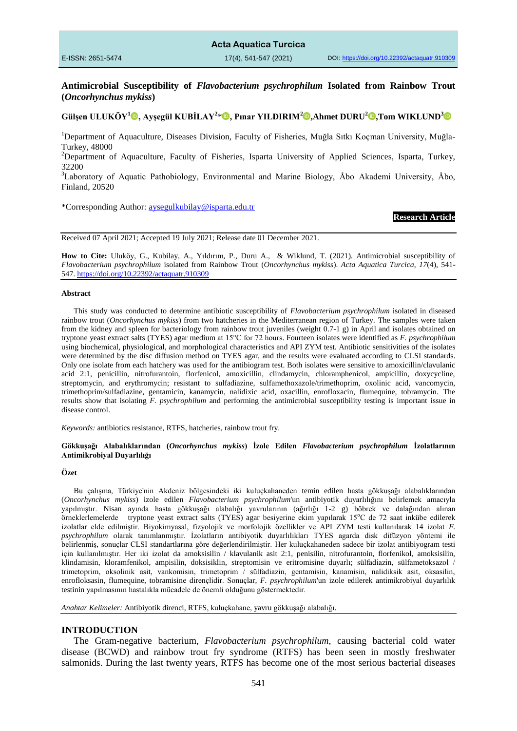# Antimicrobial Susceptibility of *Flavobacterium psychrophilum* Isolated from Rainbow Trout (*Oncorhynchus mykiss*)

**Gülşen ULUKÖY[1], Ayşegül KUBİLAY[2]\*, Pınar YILDIRIM[2], Ahmet DURU[2], Tom WIKLUND[3]**

[1]Department of Aquaculture, Diseases Division, Faculty of Fisheries, Muğla Sıtkı Koçman University, Muğla-Turkey, 48000

[2]Department of Aquaculture, Faculty of Fisheries, Isparta University of Applied Sciences, Isparta, Turkey, 32200

[3]Laboratory of Aquatic Pathobiology, Environmental and Marine Biology, Åbo Akademi University, Åbo, Finland, 20520

*Corresponding Author: aysegulkubilay@isparta.edu.tr

**Research Article**

Received 07 April 2021; Accepted 19 July 2021; Release date 01 December 2021.

**How to Cite:** Uluköy, G., Kubilay, A., Yıldırım, P., Duru A., & Wiklund, T. (2021). Antimicrobial susceptibility of *Flavobacterium psychrophilum* isolated from Rainbow Trout (*Oncorhynchus mykiss*). *Acta Aquatica Turcica, 17*(4), 541-547. https://doi.org/10.22392/actaquatr.910309

#### Abstract

This study was conducted to determine antibiotic susceptibility of *Flavobacterium psychrophilum* isolated in diseased rainbow trout (*Oncorhynchus mykiss*) from two hatcheries in the Mediterranean region of Turkey. The samples were taken from the kidney and spleen for bacteriology from rainbow trout juveniles (weight 0.7-1 g) in April and isolates obtained on tryptone yeast extract salts (TYES) agar medium at 15°C for 72 hours. Fourteen isolates were identified as *F. psychrophilum* using biochemical, physiological, and morphological characteristics and API ZYM test. Antibiotic sensitivities of the isolates were determined by the disc diffusion method on TYES agar, and the results were evaluated according to CLSI standards. Only one isolate from each hatchery was used for the antibiogram test. Both isolates were sensitive to amoxicillin/clavulanic acid 2:1, penicillin, nitrofurantoin, florfenicol, amoxicillin, clindamycin, chloramphenicol, ampicillin, doxycycline, streptomycin, and erythromycin; resistant to sulfadiazine, sulfamethoxazole/trimethoprim, oxolinic acid, vancomycin, trimethoprim/sulfadiazine, gentamicin, kanamycin, nalidixic acid, oxacillin, enrofloxacin, flumequine, tobramycin. The results show that isolating *F. psychrophilum* and performing the antimicrobial susceptibility testing is important issue in disease control.

*Keywords:* antibiotics resistance, RTFS, hatcheries, rainbow trout fry.

#### Gökkuşağı Alabalıklarından (*Oncorhynchus mykiss*) İzole Edilen *Flavobacterium psychrophilum* İzolatlarının Antimikrobiyal Duyarlılığı

#### Özet

Bu çalışma, Türkiye'nin Akdeniz bölgesindeki iki kuluçkahaneden temin edilen hasta gökkuşağı alabalıklarından (*Oncorhynchus mykiss*) izole edilen *Flavobacterium psychrophilum*'un antibiyotik duyarlılığını belirlemek amacıyla yapılmıştır. Nisan ayında hasta gökkuşağı alabalığı yavrularının (ağırlığı 1-2 g) böbrek ve dalağından alınan örneklerlemelerde tryptone yeast extract salts (TYES) agar besiyerine ekim yapılarak 15°C de 72 saat inkübe edilerek izolatlar elde edilmiştir. Biyokimyasal, fizyolojik ve morfolojik özellikler ve API ZYM testi kullanılarak 14 izolat *F. psychrophilum* olarak tanımlanmıştır. İzolatların antibiyotik duyarlılıkları TYES agarda disk difüzyon yöntemi ile belirlenmiş, sonuçlar CLSI standartlarına göre değerlendirilmiştir. Her kuluçkahaneden sadece bir izolat antibiyogram testi için kullanılmıştır. Her iki izolat da amoksisilin / klavulanik asit 2:1, penisilin, nitrofurantoin, florfenikol, amoksisilin, klindamisin, kloramfenikol, ampisilin, doksisiklin, streptomisin ve eritromisine duyarlı; sülfadiazin, sülfametoksazol / trimetoprim, oksolinik asit, vankomisin, trimetoprim / sülfadiazin, gentamisin, kanamisin, nalidiksik asit, oksasilin, enrofloksasin, flumequine, tobramisine dirençlidir. Sonuçlar, *F. psychrophilum*'un izole edilerek antimikrobiyal duyarlılık testinin yapılmasının hastalıkla mücadele de önemli olduğunu göstermektedir.

*Anahtar Kelimeler:* Antibiyotik direnci, RTFS, kuluçkahane, yavru gökkuşağı alabalığı.

## INTRODUCTION

The Gram-negative bacterium, *Flavobacterium psychrophilum*, causing bacterial cold water disease (BCWD) and rainbow trout fry syndrome (RTFS) has been seen in mostly freshwater salmonids. During the last twenty years, RTFS has become one of the most serious bacterial diseases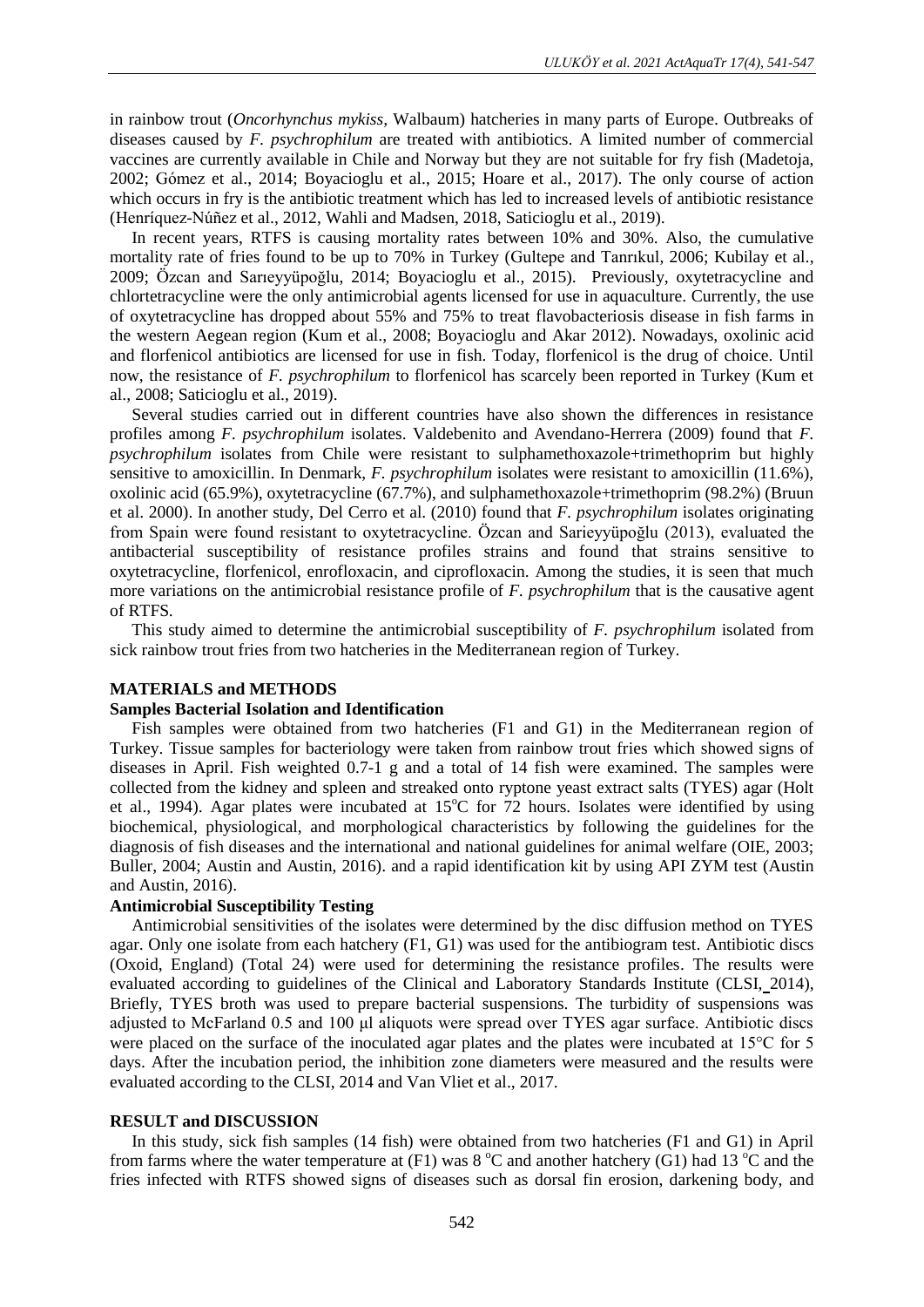in rainbow trout (*Oncorhynchus mykiss,* Walbaum) hatcheries in many parts of Europe. Outbreaks of diseases caused by *F. psychrophilum* are treated with antibiotics. A limited number of commercial vaccines are currently available in Chile and Norway but they are not suitable for fry fish (Madetoja, 2002; Gómez et al., 2014; Boyacioglu et al., 2015; Hoare et al., 2017). The only course of action which occurs in fry is the antibiotic treatment which has led to increased levels of antibiotic resistance (Henríquez-Núñez et al., 2012, Wahli and Madsen, 2018, Saticioglu et al., 2019).

In recent years, RTFS is causing mortality rates between 10% and 30%. Also, the cumulative mortality rate of fries found to be up to 70% in Turkey (Gultepe and Tanrıkul, 2006; Kubilay et al., 2009; Özcan and Sarıeyyüpoğlu, 2014; Boyacioglu et al., 2015). Previously, oxytetracycline and chlortetracycline were the only antimicrobial agents licensed for use in aquaculture. Currently, the use of oxytetracycline has dropped about 55% and 75% to treat flavobacteriosis disease in fish farms in the western Aegean region (Kum et al., 2008; Boyacioglu and Akar 2012). Nowadays, oxolinic acid and florfenicol antibiotics are licensed for use in fish. Today, florfenicol is the drug of choice. Until now, the resistance of *F. psychrophilum* to florfenicol has scarcely been reported in Turkey (Kum et al., 2008; Saticioglu et al., 2019).

Several studies carried out in different countries have also shown the differences in resistance profiles among *F. psychrophilum* isolates. Valdebenito and Avendano-Herrera (2009) found that *F. psychrophilum* isolates from Chile were resistant to sulphamethoxazole+trimethoprim but highly sensitive to amoxicillin. In Denmark, *F. psychrophilum* isolates were resistant to amoxicillin (11.6%), oxolinic acid (65.9%), oxytetracycline (67.7%), and sulphamethoxazole+trimethoprim (98.2%) (Bruun et al. 2000). In another study, Del Cerro et al. (2010) found that *F. psychrophilum* isolates originating from Spain were found resistant to oxytetracycline. Özcan and Sarieyyüpoğlu (2013), evaluated the antibacterial susceptibility of resistance profiles strains and found that strains sensitive to oxytetracycline, florfenicol, enrofloxacin, and ciprofloxacin. Among the studies, it is seen that much more variations on the antimicrobial resistance profile of *F. psychrophilum* that is the causative agent of RTFS.

This study aimed to determine the antimicrobial susceptibility of *F. psychrophilum* isolated from sick rainbow trout fries from two hatcheries in the Mediterranean region of Turkey.

## MATERIALS and METHODS

### Samples Bacterial Isolation and Identification

Fish samples were obtained from two hatcheries (F1 and G1) in the Mediterranean region of Turkey. Tissue samples for bacteriology were taken from rainbow trout fries which showed signs of diseases in April. Fish weighted 0.7-1 g and a total of 14 fish were examined. The samples were collected from the kidney and spleen and streaked onto ryptone yeast extract salts (TYES) agar (Holt et al., 1994). Agar plates were incubated at 15$^{o}$C for 72 hours. Isolates were identified by using biochemical, physiological, and morphological characteristics by following the guidelines for the diagnosis of fish diseases and the international and national guidelines for animal welfare (OIE, 2003; Buller, 2004; Austin and Austin, 2016). and a rapid identification kit by using API ZYM test (Austin and Austin, 2016).

### Antimicrobial Susceptibility Testing

Antimicrobial sensitivities of the isolates were determined by the disc diffusion method on TYES agar. Only one isolate from each hatchery (F1, G1) was used for the antibiogram test. Antibiotic discs (Oxoid, England) (Total 24) were used for determining the resistance profiles. The results were evaluated according to guidelines of the Clinical and Laboratory Standards Institute (CLSI, 2014), Briefly, TYES broth was used to prepare bacterial suspensions. The turbidity of suspensions was adjusted to McFarland 0.5 and 100 µl aliquots were spread over TYES agar surface. Antibiotic discs were placed on the surface of the inoculated agar plates and the plates were incubated at 15°C for 5 days. After the incubation period, the inhibition zone diameters were measured and the results were evaluated according to the CLSI, 2014 and Van Vliet et al., 2017.

## RESULT and DISCUSSION

In this study, sick fish samples (14 fish) were obtained from two hatcheries (F1 and G1) in April from farms where the water temperature at (F1) was 8 $^{o}$C and another hatchery (G1) had 13 $^{o}$C and the fries infected with RTFS showed signs of diseases such as dorsal fin erosion, darkening body, and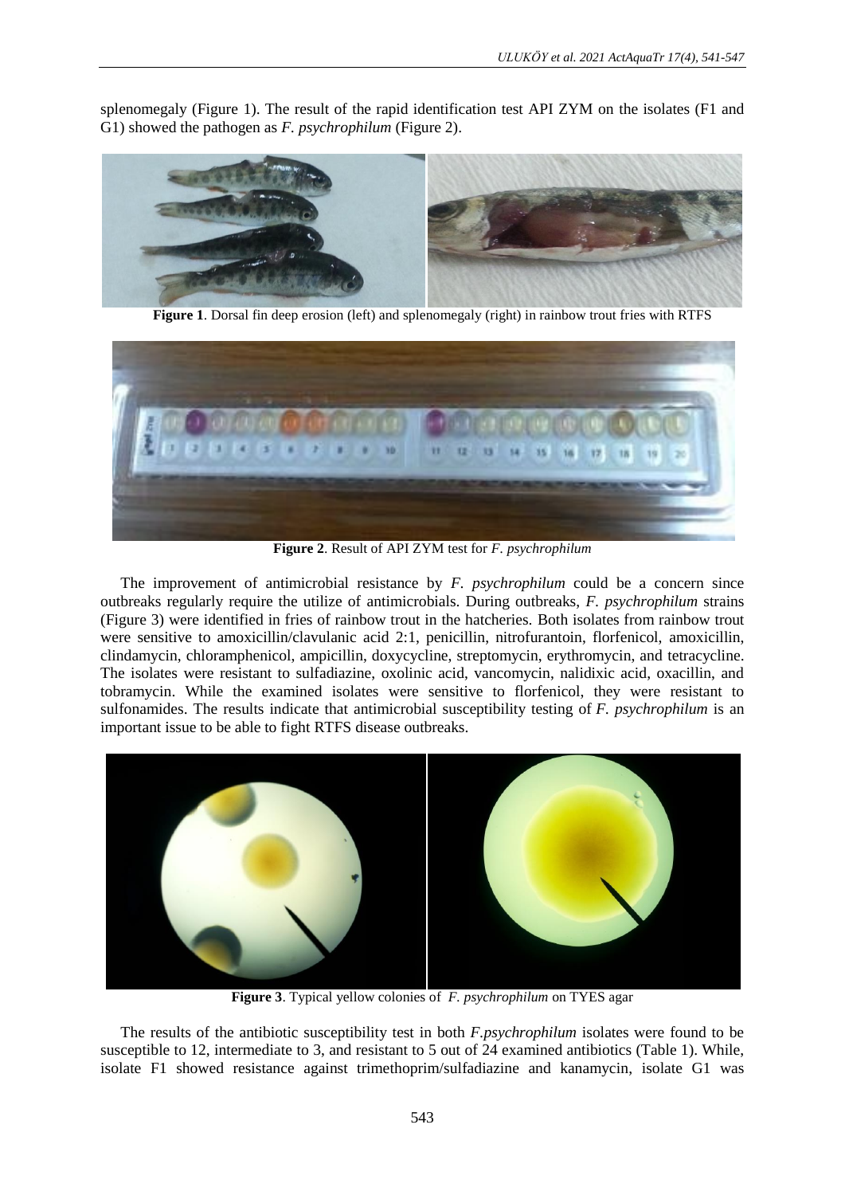splenomegaly (Figure 1). The result of the rapid identification test API ZYM on the isolates (F1 and G1) showed the pathogen as *F. psychrophilum* (Figure 2).

**Figure 1**. Dorsal fin deep erosion (left) and splenomegaly (right) in rainbow trout fries with RTFS

**Figure 2**. Result of API ZYM test for *F. psychrophilum*

The improvement of antimicrobial resistance by *F. psychrophilum* could be a concern since outbreaks regularly require the utilize of antimicrobials. During outbreaks, *F. psychrophilum* strains (Figure 3) were identified in fries of rainbow trout in the hatcheries. Both isolates from rainbow trout were sensitive to amoxicillin/clavulanic acid 2:1, penicillin, nitrofurantoin, florfenicol, amoxicillin, clindamycin, chloramphenicol, ampicillin, doxycycline, streptomycin, erythromycin, and tetracycline. The isolates were resistant to sulfadiazine, oxolinic acid, vancomycin, nalidixic acid, oxacillin, and tobramycin. While the examined isolates were sensitive to florfenicol, they were resistant to sulfonamides. The results indicate that antimicrobial susceptibility testing of *F. psychrophilum* is an important issue to be able to fight RTFS disease outbreaks.

**Figure 3**. Typical yellow colonies of *F. psychrophilum* on TYES agar

The results of the antibiotic susceptibility test in both *F.psychrophilum* isolates were found to be susceptible to 12, intermediate to 3, and resistant to 5 out of 24 examined antibiotics (Table 1). While, isolate F1 showed resistance against trimethoprim/sulfadiazine and kanamycin, isolate G1 was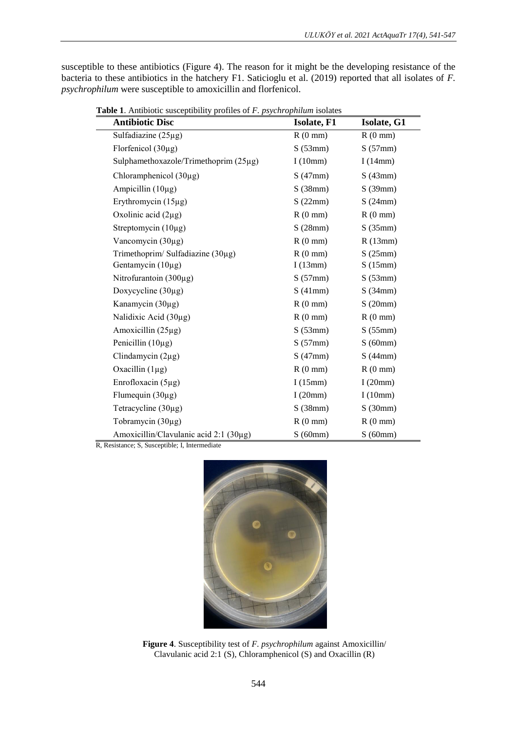susceptible to these antibiotics (Figure 4). The reason for it might be the developing resistance of the bacteria to these antibiotics in the hatchery F1. Saticioglu et al. (2019) reported that all isolates of *F. psychrophilum* were susceptible to amoxicillin and florfenicol.

**Table 1**. Antibiotic susceptibility profiles of *F. psychrophilum* isolates

| Antibiotic Disc | Isolate, F1 | Isolate, G1 |
|---|---|---|
| Sulfadiazine (25µg) | R (0 mm) | R (0 mm) |
| Florfenicol (30µg) | S (53mm) | S (57mm) |
| Sulphamethoxazole/Trimethoprim (25µg) | I (10mm) | I (14mm) |
| Chloramphenicol (30µg) | S (47mm) | S (43mm) |
| Ampicillin (10µg) | S (38mm) | S (39mm) |
| Erythromycin (15µg) | S (22mm) | S (24mm) |
| Oxolinic acid (2µg) | R (0 mm) | R (0 mm) |
| Streptomycin (10µg) | S (28mm) | S (35mm) |
| Vancomycin (30µg) | R (0 mm) | R (13mm) |
| Trimethoprim/ Sulfadiazine (30µg) | R (0 mm) | S (25mm) |
| Gentamycin (10µg) | I (13mm) | S (15mm) |
| Nitrofurantoin (300µg) | S (57mm) | S (53mm) |
| Doxycycline (30µg) | S (41mm) | S (34mm) |
| Kanamycin (30µg) | R (0 mm) | S (20mm) |
| Nalidixic Acid (30µg) | R (0 mm) | R (0 mm) |
| Amoxicillin (25µg) | S (53mm) | S (55mm) |
| Penicillin (10µg) | S (57mm) | S (60mm) |
| Clindamycin (2µg) | S (47mm) | S (44mm) |
| Oxacillin (1µg) | R (0 mm) | R (0 mm) |
| Enrofloxacin (5µg) | I (15mm) | I (20mm) |
| Flumequin (30µg) | I (20mm) | I (10mm) |
| Tetracycline (30µg) | S (38mm) | S (30mm) |
| Tobramycin (30µg) | R (0 mm) | R (0 mm) |
| Amoxicillin/Clavulanic acid 2:1 (30µg) | S (60mm) | S (60mm) |

R, Resistance; S, Susceptible; I, Intermediate

**Figure 4**. Susceptibility test of *F. psychrophilum* against Amoxicillin/ Clavulanic acid 2:1 (S), Chloramphenicol (S) and Oxacillin (R)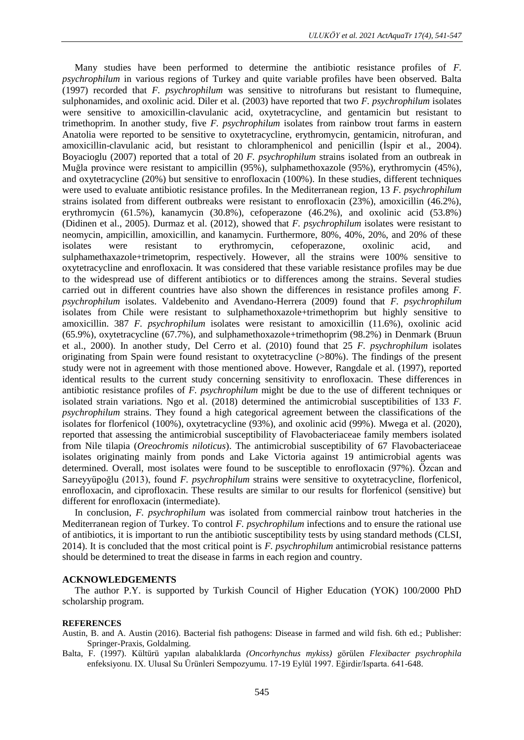Many studies have been performed to determine the antibiotic resistance profiles of *F. psychrophilum* in various regions of Turkey and quite variable profiles have been observed. Balta (1997) recorded that *F. psychrophilum* was sensitive to nitrofurans but resistant to flumequine, sulphonamides, and oxolinic acid. Diler et al. (2003) have reported that two *F. psychrophilum* isolates were sensitive to amoxicillin-clavulanic acid, oxytetracycline, and gentamicin but resistant to trimethoprim. In another study, five *F. psychrophilum* isolates from rainbow trout farms in eastern Anatolia were reported to be sensitive to oxytetracycline, erythromycin, gentamicin, nitrofuran, and amoxicillin-clavulanic acid, but resistant to chloramphenicol and penicillin (İspir et al., 2004). Boyacioglu (2007) reported that a total of 20 *F. psychrophilum* strains isolated from an outbreak in Muğla province were resistant to ampicillin (95%), sulphamethoxazole (95%), erythromycin (45%), and oxytetracycline (20%) but sensitive to enrofloxacin (100%). In these studies, different techniques were used to evaluate antibiotic resistance profiles. In the Mediterranean region, 13 *F. psychrophilum* strains isolated from different outbreaks were resistant to enrofloxacin (23%), amoxicillin (46.2%), erythromycin (61.5%), kanamycin (30.8%), cefoperazone (46.2%), and oxolinic acid (53.8%) (Didinen et al., 2005). Durmaz et al. (2012), showed that *F. psychrophilum* isolates were resistant to neomycin, ampicillin, amoxicillin, and kanamycin. Furthermore, 80%, 40%, 20%, and 20% of these isolates were resistant to erythromycin, cefoperazone, oxolinic acid, and sulphamethaxazole+trimetoprim, respectively. However, all the strains were 100% sensitive to oxytetracycline and enrofloxacin. It was considered that these variable resistance profiles may be due to the widespread use of different antibiotics or to differences among the strains. Several studies carried out in different countries have also shown the differences in resistance profiles among *F. psychrophilum* isolates. Valdebenito and Avendano-Herrera (2009) found that *F. psychrophilum* isolates from Chile were resistant to sulphamethoxazole+trimethoprim but highly sensitive to amoxicillin. 387 *F. psychrophilum* isolates were resistant to amoxicillin (11.6%), oxolinic acid (65.9%), oxytetracycline (67.7%), and sulphamethoxazole+trimethoprim (98.2%) in Denmark (Bruun et al., 2000). In another study, Del Cerro et al. (2010) found that 25 *F. psychrophilum* isolates originating from Spain were found resistant to oxytetracycline (>80%). The findings of the present study were not in agreement with those mentioned above. However, Rangdale et al. (1997), reported identical results to the current study concerning sensitivity to enrofloxacin. These differences in antibiotic resistance profiles of *F. psychrophilum* might be due to the use of different techniques or isolated strain variations. Ngo et al. (2018) determined the antimicrobial susceptibilities of 133 *F. psychrophilum* strains. They found a high categorical agreement between the classifications of the isolates for florfenicol (100%), oxytetracycline (93%), and oxolinic acid (99%). Mwega et al. (2020), reported that assessing the antimicrobial susceptibility of Flavobacteriaceae family members isolated from Nile tilapia (*Oreochromis niloticus*). The antimicrobial susceptibility of 67 Flavobacteriaceae isolates originating mainly from ponds and Lake Victoria against 19 antimicrobial agents was determined. Overall, most isolates were found to be susceptible to enrofloxacin (97%). Özcan and Sarıeyyüpoğlu (2013), found *F. psychrophilum* strains were sensitive to oxytetracycline, florfenicol, enrofloxacin, and ciprofloxacin. These results are similar to our results for florfenicol (sensitive) but different for enrofloxacin (intermediate).

In conclusion, *F. psychrophilum* was isolated from commercial rainbow trout hatcheries in the Mediterranean region of Turkey. To control *F. psychrophilum* infections and to ensure the rational use of antibiotics, it is important to run the antibiotic susceptibility tests by using standard methods (CLSI, 2014). It is concluded that the most critical point is *F. psychrophilum* antimicrobial resistance patterns should be determined to treat the disease in farms in each region and country.

## ACKNOWLEDGEMENTS

The author P.Y. is supported by Turkish Council of Higher Education (YOK) 100/2000 PhD scholarship program.

## REFERENCES

Austin, B. and A. Austin (2016). Bacterial fish pathogens: Disease in farmed and wild fish. 6th ed.; Publisher: Springer-Praxis, Goldalming.

Balta, F. (1997). Kültürü yapılan alabalıklarda *(Oncorhynchus mykiss)* görülen *Flexibacter psychrophila* enfeksiyonu. IX. Ulusal Su Ürünleri Sempozyumu. 17-19 Eylül 1997. Eğirdir/Isparta. 641-648.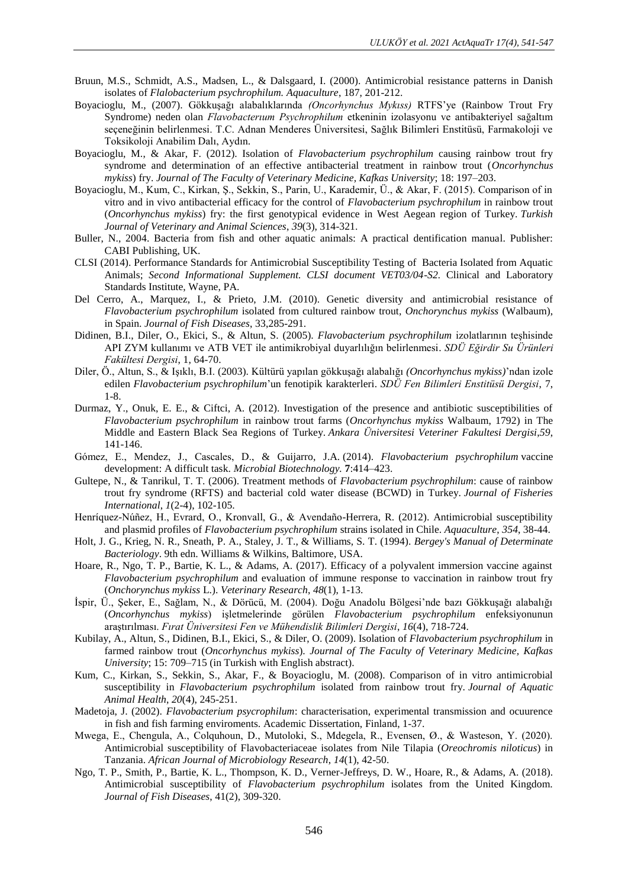Bruun, M.S., Schmidt, A.S., Madsen, L., & Dalsgaard, I. (2000). Antimicrobial resistance patterns in Danish isolates of *Flalobacterium psychrophilum. Aquaculture*, 187, 201-212.

Boyacioglu, M., (2007). Gökkuşağı alabalıklarında *(Oncorhynchus Mykıss)* RTFS'ye (Rainbow Trout Fry Syndrome) neden olan *Flavobacterıum Psychrophilum* etkeninin izolasyonu ve antibakteriyel sağaltım seçeneğinin belirlenmesi. T.C. Adnan Menderes Üniversitesi, Sağlık Bilimleri Enstitüsü, Farmakoloji ve Toksikoloji Anabilim Dalı, Aydın.

Boyacioglu, M., & Akar, F. (2012). Isolation of *Flavobacterium psychrophilum* causing rainbow trout fry syndrome and determination of an effective antibacterial treatment in rainbow trout (*Oncorhynchus mykiss*) fry. *Journal of The Faculty of Veterinary Medicine, Kafkas University*; 18: 197–203.

Boyacioglu, M., Kum, C., Kirkan, Ş., Sekkin, S., Parin, U., Karademir, Ü., & Akar, F. (2015). Comparison of in vitro and in vivo antibacterial efficacy for the control of *Flavobacterium psychrophilum* in rainbow trout (*Oncorhynchus mykiss*) fry: the first genotypical evidence in West Aegean region of Turkey. *Turkish Journal of Veterinary and Animal Sciences*, *39*(3), 314-321.

Buller, N., 2004. Bacteria from fish and other aquatic animals: A practical dentification manual. Publisher: CABI Publishing, UK.

CLSI (2014). Performance Standards for Antimicrobial Susceptibility Testing of Bacteria Isolated from Aquatic Animals; *Second Informational Supplement. CLSI document VET03/04-S2.* Clinical and Laboratory Standards Institute, Wayne, PA.

Del Cerro, A., Marquez, I., & Prieto, J.M. (2010). Genetic diversity and antimicrobial resistance of *Flavobacterium psychrophilum* isolated from cultured rainbow trout, *Onchorynchus mykiss* (Walbaum), in Spain. *Journal of Fish Diseases*, 33,285-291.

Didinen, B.I., Diler, O., Ekici, S., & Altun, S. (2005). *Flavobacterium psychrophilum* izolatlarının teşhisinde API ZYM kullanımı ve ATB VET ile antimikrobiyal duyarlılığın belirlenmesi. *SDÜ Eğirdir Su Ürünleri Fakültesi Dergisi*, 1, 64-70.

Diler, Ö., Altun, S., & Işıklı, B.I. (2003). Kültürü yapılan gökkuşağı alabalığı *(Oncorhynchus mykiss)*'ndan izole edilen *Flavobacterium psychrophilum*'un fenotipik karakterleri. *SDÜ Fen Bilimleri Enstitüsü Dergisi*, 7, 1-8.

Durmaz, Y., Onuk, E. E., & Ciftci, A. (2012). Investigation of the presence and antibiotic susceptibilities of *Flavobacterium psychrophilum* in rainbow trout farms (*Oncorhynchus mykiss* Walbaum, 1792) in The Middle and Eastern Black Sea Regions of Turkey. *Ankara Üniversitesi Veteriner Fakultesi Dergisi*,*59*, 141-146.

Gómez, E., Mendez, J., Cascales, D., & Guijarro, J.A. (2014). *Flavobacterium psychrophilum* vaccine development: A difficult task. *Microbial Biotechnology.* **7**:414–423.

Gultepe, N., & Tanrikul, T. T. (2006). Treatment methods of *Flavobacterium psychrophilum*: cause of rainbow trout fry syndrome (RFTS) and bacterial cold water disease (BCWD) in Turkey. *Journal of Fisheries International*, *1*(2-4), 102-105.

Henríquez-Núñez, H., Evrard, O., Kronvall, G., & Avendaño-Herrera, R. (2012). Antimicrobial susceptibility and plasmid profiles of *Flavobacterium psychrophilum* strains isolated in Chile. *Aquaculture*, *354*, 38-44.

Holt, J. G., Krieg, N. R., Sneath, P. A., Staley, J. T., & Williams, S. T. (1994). *Bergey's Manual of Determinate Bacteriology*. 9th edn. Williams & Wilkins, Baltimore, USA.

Hoare, R., Ngo, T. P., Bartie, K. L., & Adams, A. (2017). Efficacy of a polyvalent immersion vaccine against *Flavobacterium psychrophilum* and evaluation of immune response to vaccination in rainbow trout fry (*Onchorynchus mykiss* L.). *Veterinary Research*, *48*(1), 1-13.

İspir, Ü., Şeker, E., Sağlam, N., & Dörücü, M. (2004). Doğu Anadolu Bölgesi'nde bazı Gökkuşağı alabalığı (*Oncorhynchus mykiss*) işletmelerinde görülen *Flavobacterium psychrophilum* enfeksiyonunun araştırılması. *Fırat Üniversitesi Fen ve Mühendislik Bilimleri Dergisi*, *16*(4), 718-724.

Kubilay, A., Altun, S., Didinen, B.I., Ekici, S., & Diler, O. (2009). Isolation of *Flavobacterium psychrophilum* in farmed rainbow trout (*Oncorhynchus mykiss*). *Journal of The Faculty of Veterinary Medicine, Kafkas University*; 15: 709–715 (in Turkish with English abstract).

Kum, C., Kirkan, S., Sekkin, S., Akar, F., & Boyacioglu, M. (2008). Comparison of in vitro antimicrobial susceptibility in *Flavobacterium psychrophilum* isolated from rainbow trout fry. *Journal of Aquatic Animal Health*, *20*(4), 245-251.

Madetoja, J. (2002). *Flavobacterium psycrophilum*: characterisation, experimental transmission and ocuurence in fish and fish farming enviroments. Academic Dissertation, Finland, 1-37.

Mwega, E., Chengula, A., Colquhoun, D., Mutoloki, S., Mdegela, R., Evensen, Ø., & Wasteson, Y. (2020). Antimicrobial susceptibility of Flavobacteriaceae isolates from Nile Tilapia (*Oreochromis niloticus*) in Tanzania. *African Journal of Microbiology Research*, *14*(1), 42-50.

Ngo, T. P., Smith, P., Bartie, K. L., Thompson, K. D., Verner-Jeffreys, D. W., Hoare, R., & Adams, A. (2018). Antimicrobial susceptibility of *Flavobacterium psychrophilum* isolates from the United Kingdom. *Journal of Fish Diseases*, 41(2), 309-320.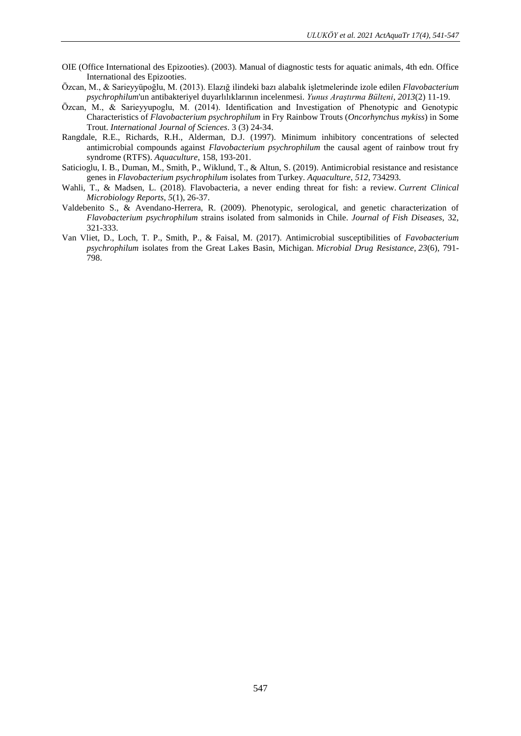OIE (Office International des Epizooties). (2003). Manual of diagnostic tests for aquatic animals, 4th edn. Office International des Epizooties.

Özcan, M., & Sarieyyüpoğlu, M. (2013). Elazığ ilindeki bazı alabalık işletmelerinde izole edilen *Flavobacterium psychrophilum*'un antibakteriyel duyarlılıklarının incelenmesi. *Yunus Araştırma Bülteni*, *2013*(2) 11-19.

Özcan, M., & Sarieyyupoglu, M. (2014). Identification and Investigation of Phenotypic and Genotypic Characteristics of *Flavobacterium psychrophilum* in Fry Rainbow Trouts (*Oncorhynchus mykiss*) in Some Trout. *International Journal of Sciences*. 3 (3) 24-34.

Rangdale, R.E., Richards, R.H., Alderman, D.J. (1997). Minimum inhibitory concentrations of selected antimicrobial compounds against *Flavobacterium psychrophilum* the causal agent of rainbow trout fry syndrome (RTFS). *Aquaculture*, 158, 193-201.

Saticioglu, I. B., Duman, M., Smith, P., Wiklund, T., & Altun, S. (2019). Antimicrobial resistance and resistance genes in *Flavobacterium psychrophilum* isolates from Turkey. *Aquaculture*, *512*, 734293.

Wahli, T., & Madsen, L. (2018). Flavobacteria, a never ending threat for fish: a review. *Current Clinical Microbiology Reports*, *5*(1), 26-37.

Valdebenito S., & Avendano-Herrera, R. (2009). Phenotypic, serological, and genetic characterization of *Flavobacterium psychrophilum* strains isolated from salmonids in Chile. *Journal of Fish Diseases*, 32, 321-333.

Van Vliet, D., Loch, T. P., Smith, P., & Faisal, M. (2017). Antimicrobial susceptibilities of *Favobacterium psychrophilum* isolates from the Great Lakes Basin, Michigan. *Microbial Drug Resistance*, *23*(6), 791-798.